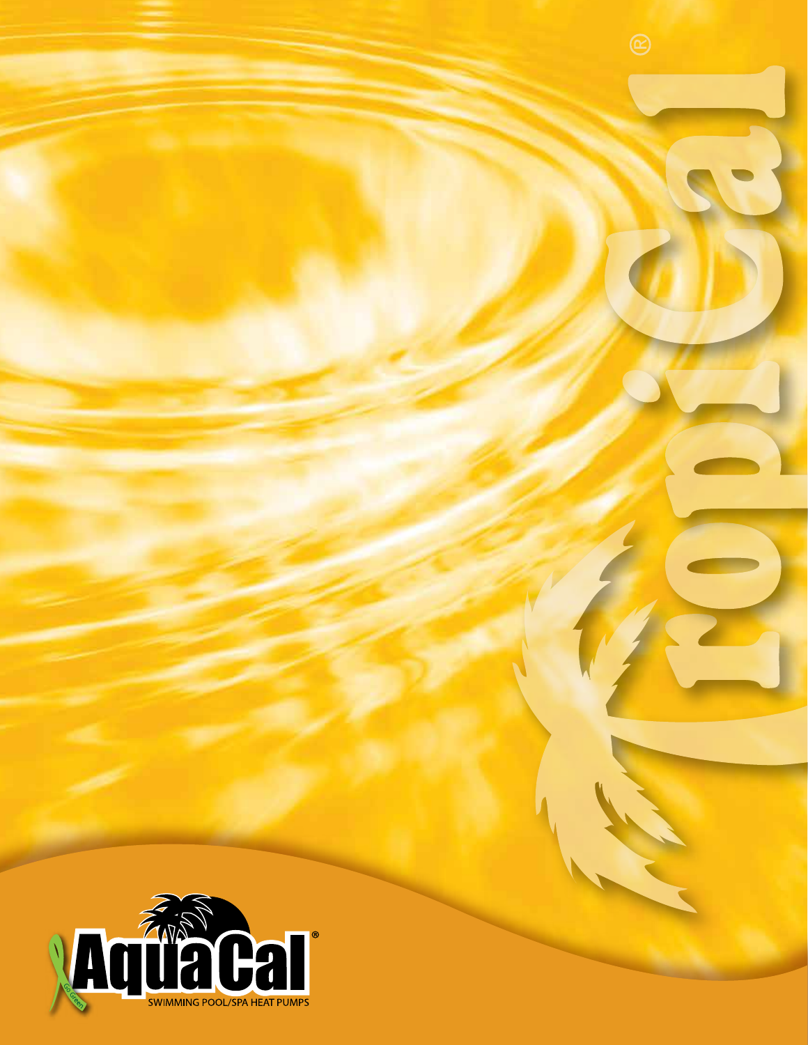# TropiCal®

AquaCal®

SWIMMING POOL/SPA HEAT PUMPS

Go Green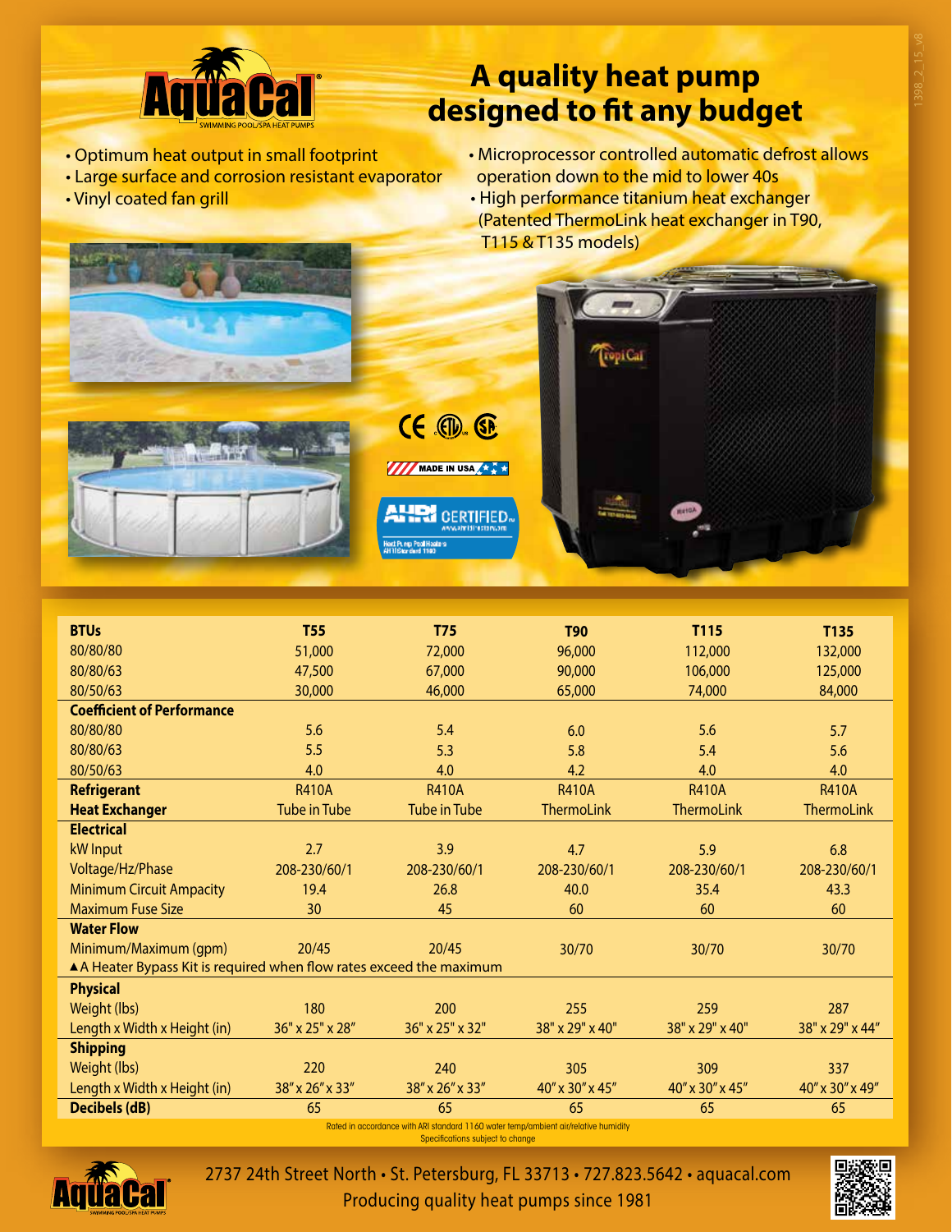# A quality heat pump designed to fit any budget

- Optimum heat output in small footprint
- Large surface and corrosion resistant evaporator
- Vinyl coated fan grill
- Microprocessor controlled automatic defrost allows operation down to the mid to lower 40s
- High performance titanium heat exchanger (Patented ThermoLink heat exchanger in T90, T115 & T135 models)

MADE IN USA

AHRI CERTIFIED

| **BTUs** | **T55** | **T75** | **T90** | **T115** | **T135** |
|---|---|---|---|---|---|
| 80/80/80 | 51,000 | 72,000 | 96,000 | 112,000 | 132,000 |
| 80/80/63 | 47,500 | 67,000 | 90,000 | 106,000 | 125,000 |
| 80/50/63 | 30,000 | 46,000 | 65,000 | 74,000 | 84,000 |
| **Coefficient of Performance** | | | | | |
| 80/80/80 | 5.6 | 5.4 | 6.0 | 5.6 | 5.7 |
| 80/80/63 | 5.5 | 5.3 | 5.8 | 5.4 | 5.6 |
| 80/50/63 | 4.0 | 4.0 | 4.2 | 4.0 | 4.0 |
| **Refrigerant** | R410A | R410A | R410A | R410A | R410A |
| **Heat Exchanger** | Tube in Tube | Tube in Tube | ThermoLink | ThermoLink | ThermoLink |
| **Electrical** | | | | | |
| kW Input | 2.7 | 3.9 | 4.7 | 5.9 | 6.8 |
| Voltage/Hz/Phase | 208-230/60/1 | 208-230/60/1 | 208-230/60/1 | 208-230/60/1 | 208-230/60/1 |
| Minimum Circuit Ampacity | 19.4 | 26.8 | 40.0 | 35.4 | 43.3 |
| Maximum Fuse Size | 30 | 45 | 60 | 60 | 60 |
| **Water Flow** | | | | | |
| Minimum/Maximum (gpm) | 20/45 | 20/45 | 30/70 | 30/70 | 30/70 |
| ▲A Heater Bypass Kit is required when flow rates exceed the maximum | | | | | |
| **Physical** | | | | | |
| Weight (lbs) | 180 | 200 | 255 | 259 | 287 |
| Length x Width x Height (in) | 36" x 25" x 28" | 36" x 25" x 32" | 38" x 29" x 40" | 38" x 29" x 40" | 38" x 29" x 44" |
| **Shipping** | | | | | |
| Weight (lbs) | 220 | 240 | 305 | 309 | 337 |
| Length x Width x Height (in) | 38" x 26" x 33" | 38" x 26" x 33" | 40" x 30" x 45" | 40" x 30" x 45" | 40" x 30" x 49" |
| **Decibels (dB)** | 65 | 65 | 65 | 65 | 65 |

Rated in accordance with ARI standard 1160 water temp/ambient air/relative humidity
Specifications subject to change

2737 24th Street North • St. Petersburg, FL 33713 • 727.823.5642 • aquacal.com
Producing quality heat pumps since 1981